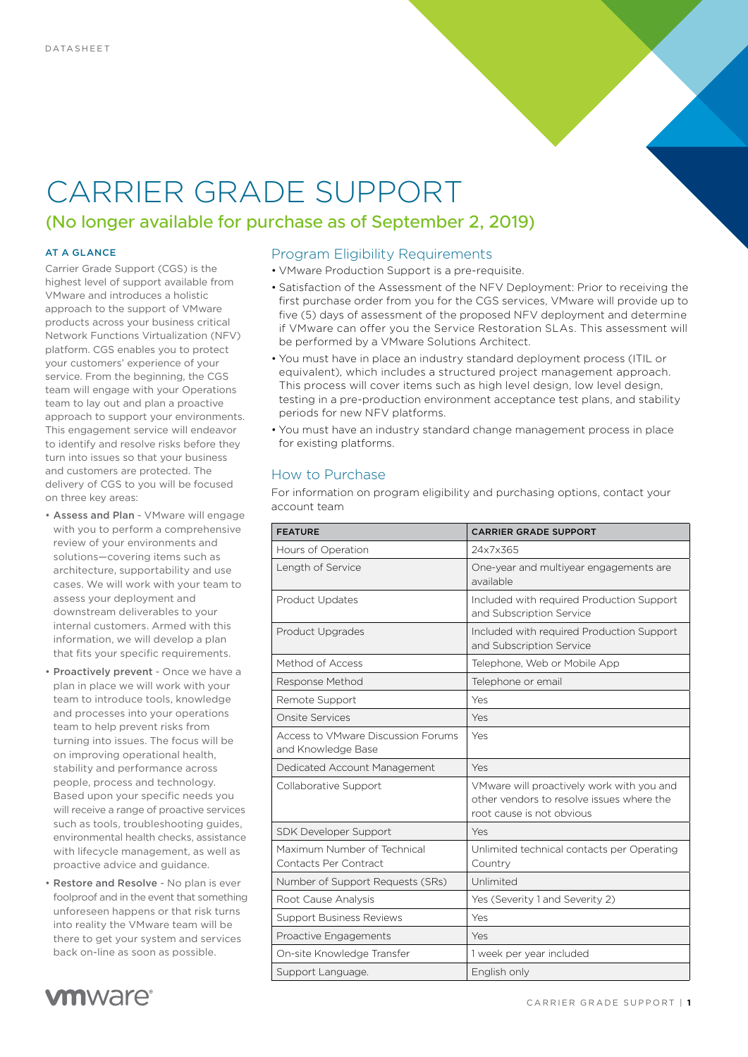DATASHEET

# CARRIER GRADE SUPPORT

## (No longer available for purchase as of September 2, 2019)

### AT A GLANCE

Carrier Grade Support (CGS) is the highest level of support available from VMware and introduces a holistic approach to the support of VMware products across your business critical Network Functions Virtualization (NFV) platform. CGS enables you to protect your customers' experience of your service. From the beginning, the CGS team will engage with your Operations team to lay out and plan a proactive approach to support your environments. This engagement service will endeavor to identify and resolve risks before they turn into issues so that your business and customers are protected. The delivery of CGS to you will be focused on three key areas:

- **Assess and Plan** - VMware will engage with you to perform a comprehensive review of your environments and solutions—covering items such as architecture, supportability and use cases. We will work with your team to assess your deployment and downstream deliverables to your internal customers. Armed with this information, we will develop a plan that fits your specific requirements.
- **Proactively prevent** - Once we have a plan in place we will work with your team to introduce tools, knowledge and processes into your operations team to help prevent risks from turning into issues. The focus will be on improving operational health, stability and performance across people, process and technology. Based upon your specific needs you will receive a range of proactive services such as tools, troubleshooting guides, environmental health checks, assistance with lifecycle management, as well as proactive advice and guidance.
- **Restore and Resolve** - No plan is ever foolproof and in the event that something unforeseen happens or that risk turns into reality the VMware team will be there to get your system and services back on-line as soon as possible.

## Program Eligibility Requirements

- VMware Production Support is a pre-requisite.
- Satisfaction of the Assessment of the NFV Deployment: Prior to receiving the first purchase order from you for the CGS services, VMware will provide up to five (5) days of assessment of the proposed NFV deployment and determine if VMware can offer you the Service Restoration SLAs. This assessment will be performed by a VMware Solutions Architect.
- You must have in place an industry standard deployment process (ITIL or equivalent), which includes a structured project management approach. This process will cover items such as high level design, low level design, testing in a pre-production environment acceptance test plans, and stability periods for new NFV platforms.
- You must have an industry standard change management process in place for existing platforms.

## How to Purchase

For information on program eligibility and purchasing options, contact your account team

| FEATURE | CARRIER GRADE SUPPORT |
|---|---|
| Hours of Operation | 24x7x365 |
| Length of Service | One-year and multiyear engagements are available |
| Product Updates | Included with required Production Support and Subscription Service |
| Product Upgrades | Included with required Production Support and Subscription Service |
| Method of Access | Telephone, Web or Mobile App |
| Response Method | Telephone or email |
| Remote Support | Yes |
| Onsite Services | Yes |
| Access to VMware Discussion Forums and Knowledge Base | Yes |
| Dedicated Account Management | Yes |
| Collaborative Support | VMware will proactively work with you and other vendors to resolve issues where the root cause is not obvious |
| SDK Developer Support | Yes |
| Maximum Number of Technical Contacts Per Contract | Unlimited technical contacts per Operating Country |
| Number of Support Requests (SRs) | Unlimited |
| Root Cause Analysis | Yes (Severity 1 and Severity 2) |
| Support Business Reviews | Yes |
| Proactive Engagements | Yes |
| On-site Knowledge Transfer | 1 week per year included |
| Support Language. | English only |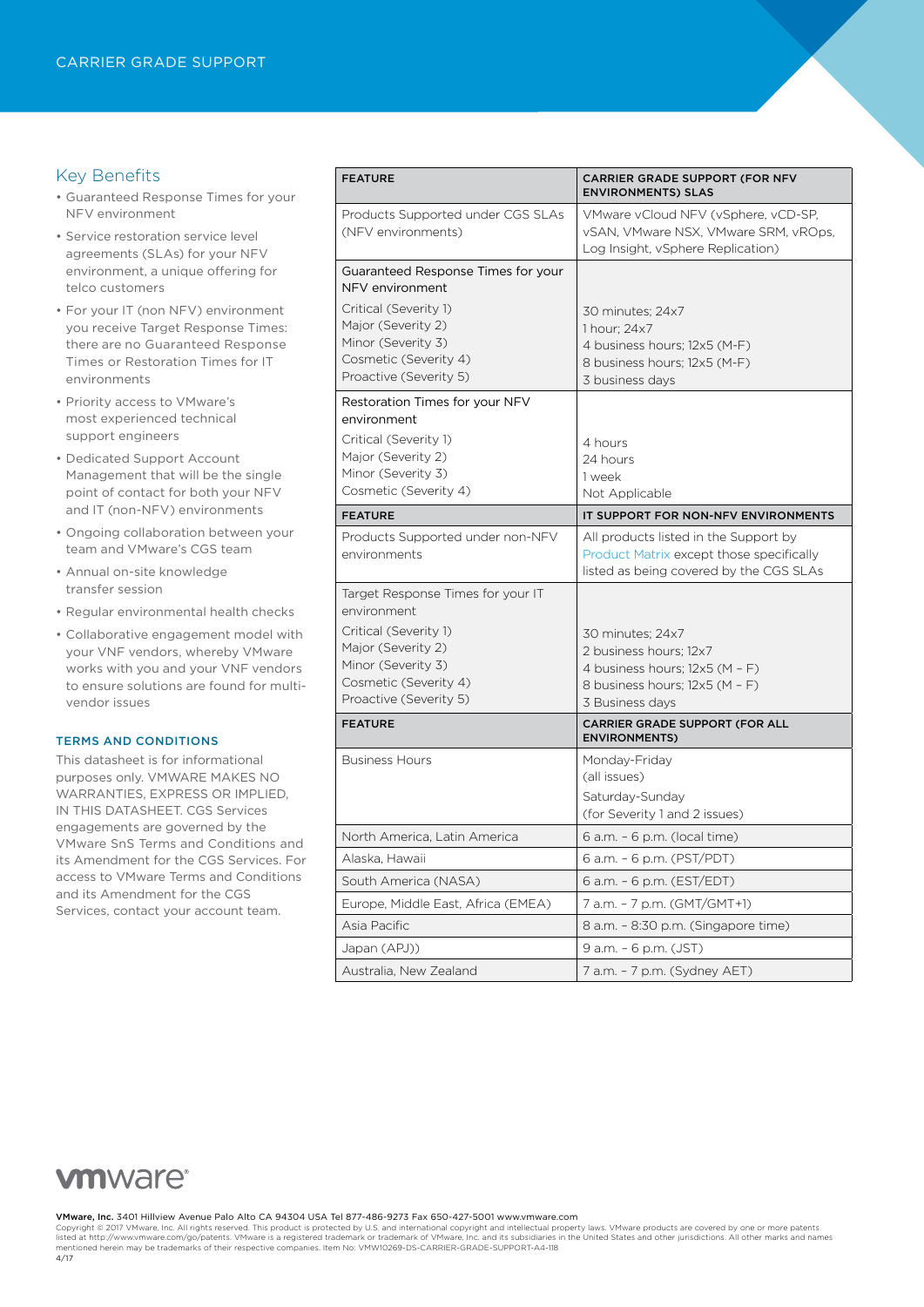## Key Benefits

- Guaranteed Response Times for your NFV environment
- Service restoration service level agreements (SLAs) for your NFV environment, a unique offering for telco customers
- For your IT (non NFV) environment you receive Target Response Times: there are no Guaranteed Response Times or Restoration Times for IT environments
- Priority access to VMware's most experienced technical support engineers
- Dedicated Support Account Management that will be the single point of contact for both your NFV and IT (non-NFV) environments
- Ongoing collaboration between your team and VMware's CGS team
- Annual on-site knowledge transfer session
- Regular environmental health checks
- Collaborative engagement model with your VNF vendors, whereby VMware works with you and your VNF vendors to ensure solutions are found for multi-vendor issues

### TERMS AND CONDITIONS

This datasheet is for informational purposes only. VMWARE MAKES NO WARRANTIES, EXPRESS OR IMPLIED, IN THIS DATASHEET. CGS Services engagements are governed by the VMware SnS Terms and Conditions and its Amendment for the CGS Services. For access to VMware Terms and Conditions and its Amendment for the CGS Services, contact your account team.

| FEATURE | CARRIER GRADE SUPPORT (FOR NFV ENVIRONMENTS) SLAS |
|---|---|
| Products Supported under CGS SLAs (NFV environments) | VMware vCloud NFV (vSphere, vCD-SP, vSAN, VMware NSX, VMware SRM, vROps, Log Insight, vSphere Replication) |
| Guaranteed Response Times for your NFV environment | |
| Critical (Severity 1) | 30 minutes; 24x7 |
| Major (Severity 2) | 1 hour; 24x7 |
| Minor (Severity 3) | 4 business hours; 12x5 (M-F) |
| Cosmetic (Severity 4) | 8 business hours; 12x5 (M-F) |
| Proactive (Severity 5) | 3 business days |
| Restoration Times for your NFV environment | |
| Critical (Severity 1) | 4 hours |
| Major (Severity 2) | 24 hours |
| Minor (Severity 3) | 1 week |
| Cosmetic (Severity 4) | Not Applicable |
| **FEATURE** | **IT SUPPORT FOR NON-NFV ENVIRONMENTS** |
| Products Supported under non-NFV environments | All products listed in the Support by Product Matrix except those specifically listed as being covered by the CGS SLAs |
| Target Response Times for your IT environment | |
| Critical (Severity 1) | 30 minutes; 24x7 |
| Major (Severity 2) | 2 business hours; 12x7 |
| Minor (Severity 3) | 4 business hours; 12x5 (M – F) |
| Cosmetic (Severity 4) | 8 business hours; 12x5 (M – F) |
| Proactive (Severity 5) | 3 Business days |
| **FEATURE** | **CARRIER GRADE SUPPORT (FOR ALL ENVIRONMENTS)** |
| Business Hours | Monday-Friday (all issues) Saturday-Sunday (for Severity 1 and 2 issues) |
| North America, Latin America | 6 a.m. – 6 p.m. (local time) |
| Alaska, Hawaii | 6 a.m. – 6 p.m. (PST/PDT) |
| South America (NASA) | 6 a.m. – 6 p.m. (EST/EDT) |
| Europe, Middle East, Africa (EMEA) | 7 a.m. – 7 p.m. (GMT/GMT+1) |
| Asia Pacific | 8 a.m. – 8:30 p.m. (Singapore time) |
| Japan (APJ)) | 9 a.m. – 6 p.m. (JST) |
| Australia, New Zealand | 7 a.m. – 7 p.m. (Sydney AET) |

**VMware, Inc.** 3401 Hillview Avenue Palo Alto CA 94304 USA Tel 877-486-9273 Fax 650-427-5001 www.vmware.com
Copyright © 2017 VMware, Inc. All rights reserved. This product is protected by U.S. and international copyright and intellectual property laws. VMware products are covered by one or more patents listed at http://www.vmware.com/go/patents. VMware is a registered trademark or trademark of VMware, Inc. and its subsidiaries in the United States and other jurisdictions. All other marks and names mentioned herein may be trademarks of their respective companies. Item No: VMW10269-DS-CARRIER-GRADE-SUPPORT-A4-118
4/17